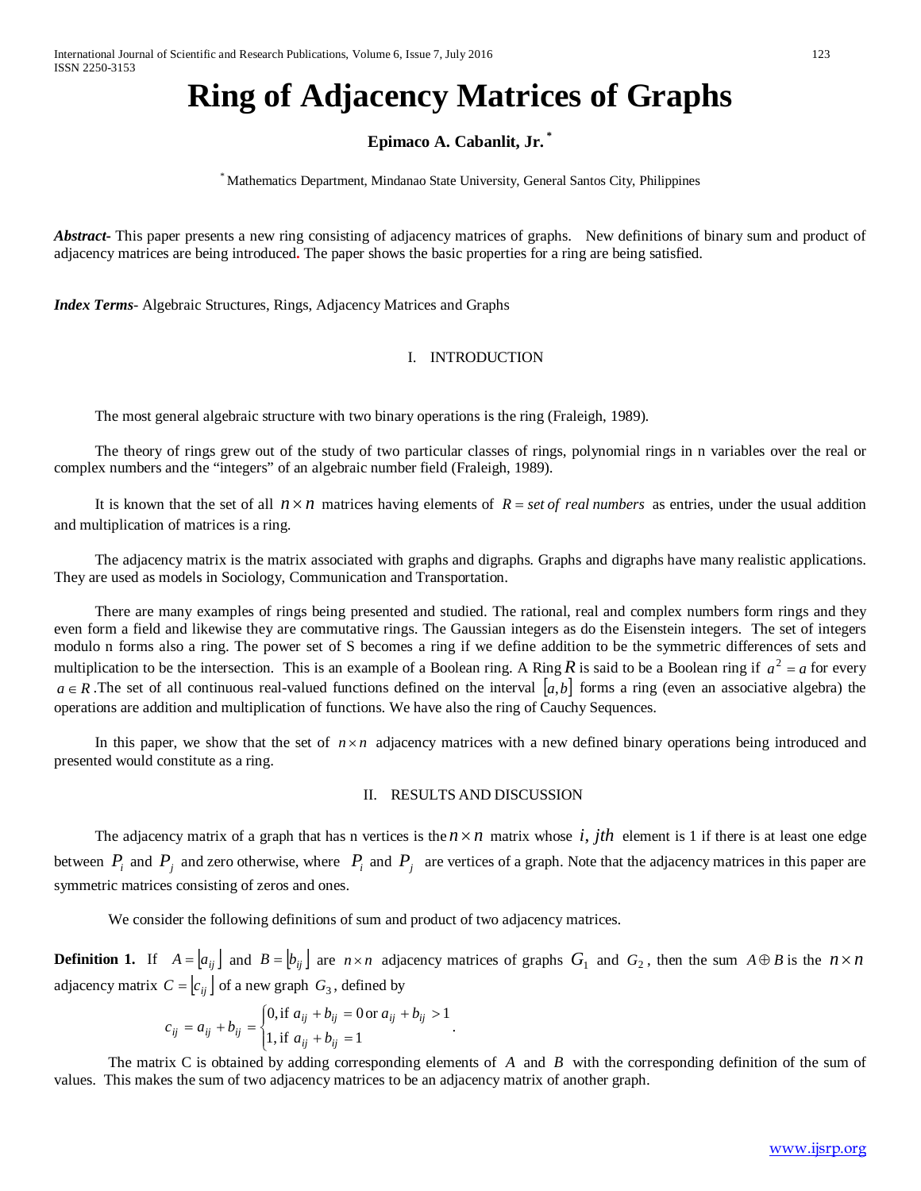# Ring of Adjacency Matrices of Graphs

**Epimaco A. Cabanlit, Jr. ***

* Mathematics Department, Mindanao State University, General Santos City, Philippines

***Abstract-*** This paper presents a new ring consisting of adjacency matrices of graphs. New definitions of binary sum and product of adjacency matrices are being introduced. The paper shows the basic properties for a ring are being satisfied.

***Index Terms*-** Algebraic Structures, Rings, Adjacency Matrices and Graphs

## I. INTRODUCTION

The most general algebraic structure with two binary operations is the ring (Fraleigh, 1989).

The theory of rings grew out of the study of two particular classes of rings, polynomial rings in n variables over the real or complex numbers and the "integers" of an algebraic number field (Fraleigh, 1989).

It is known that the set of all $n \times n$ matrices having elements of $R = \textit{set of real numbers}$ as entries, under the usual addition and multiplication of matrices is a ring.

The adjacency matrix is the matrix associated with graphs and digraphs. Graphs and digraphs have many realistic applications. They are used as models in Sociology, Communication and Transportation.

There are many examples of rings being presented and studied. The rational, real and complex numbers form rings and they even form a field and likewise they are commutative rings. The Gaussian integers as do the Eisenstein integers. The set of integers modulo n forms also a ring. The power set of S becomes a ring if we define addition to be the symmetric differences of sets and multiplication to be the intersection. This is an example of a Boolean ring. A Ring $R$ is said to be a Boolean ring if $a^2 = a$ for every $a \in R$. The set of all continuous real-valued functions defined on the interval $[a,b]$ forms a ring (even an associative algebra) the operations are addition and multiplication of functions. We have also the ring of Cauchy Sequences.

In this paper, we show that the set of $n \times n$ adjacency matrices with a new defined binary operations being introduced and presented would constitute as a ring.

## II. RESULTS AND DISCUSSION

The adjacency matrix of a graph that has n vertices is the $n \times n$ matrix whose $i, jth$ element is 1 if there is at least one edge between $P_i$ and $P_j$ and zero otherwise, where $P_i$ and $P_j$ are vertices of a graph. Note that the adjacency matrices in this paper are symmetric matrices consisting of zeros and ones.

We consider the following definitions of sum and product of two adjacency matrices.

**Definition 1.** If $A = \lfloor a_{ij} \rfloor$ and $B = \lfloor b_{ij} \rfloor$ are $n \times n$ adjacency matrices of graphs $G_1$ and $G_2$, then the sum $A \oplus B$ is the $n \times n$ adjacency matrix $C = \lfloor c_{ij} \rfloor$ of a new graph $G_3$, defined by

$$c_{ij} = a_{ij} + b_{ij} = \begin{cases} 0, \text{if } a_{ij} + b_{ij} = 0 \text{ or } a_{ij} + b_{ij} > 1 \\ 1, \text{if } a_{ij} + b_{ij} = 1 \end{cases}.$$

The matrix C is obtained by adding corresponding elements of $A$ and $B$ with the corresponding definition of the sum of values. This makes the sum of two adjacency matrices to be an adjacency matrix of another graph.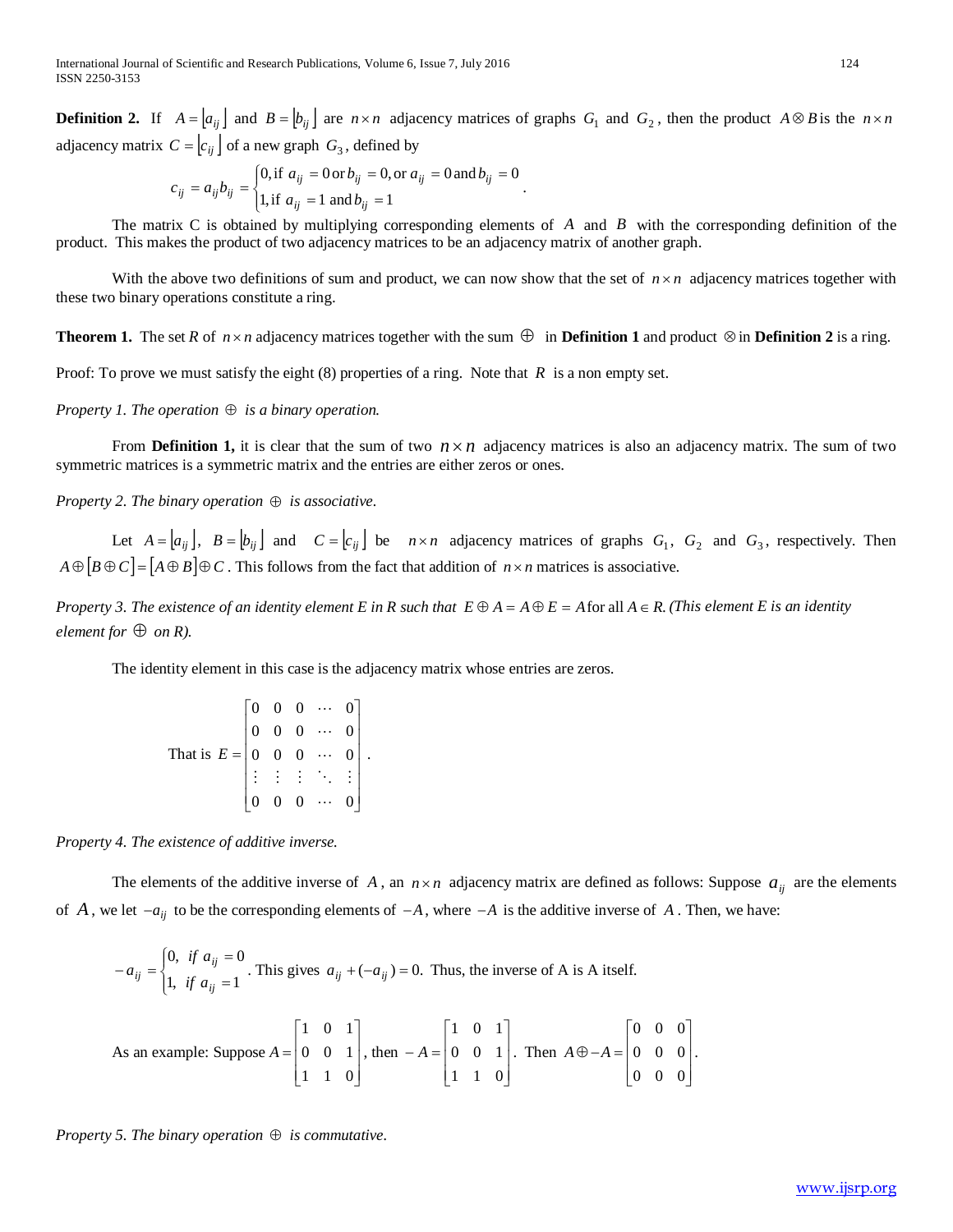**Definition 2.** If $A = \lfloor a_{ij} \rfloor$ and $B = \lfloor b_{ij} \rfloor$ are $n \times n$ adjacency matrices of graphs $G_1$ and $G_2$, then the product $A \otimes B$ is the $n \times n$ adjacency matrix $C = \lfloor c_{ij} \rfloor$ of a new graph $G_3$, defined by

$$c_{ij} = a_{ij} b_{ij} = \begin{cases} 0, \text{if } a_{ij} = 0 \text{ or } b_{ij} = 0, \text{or } a_{ij} = 0 \text{ and } b_{ij} = 0 \\ 1, \text{if } a_{ij} = 1 \text{ and } b_{ij} = 1 \end{cases}.$$

The matrix C is obtained by multiplying corresponding elements of $A$ and $B$ with the corresponding definition of the product. This makes the product of two adjacency matrices to be an adjacency matrix of another graph.

With the above two definitions of sum and product, we can now show that the set of $n \times n$ adjacency matrices together with these two binary operations constitute a ring.

**Theorem 1.** The set $R$ of $n \times n$ adjacency matrices together with the sum $\oplus$ in **Definition 1** and product $\otimes$ in **Definition 2** is a ring.

Proof: To prove we must satisfy the eight (8) properties of a ring. Note that $R$ is a non empty set.

*Property 1. The operation $\oplus$ is a binary operation.*

From **Definition 1,** it is clear that the sum of two $n \times n$ adjacency matrices is also an adjacency matrix. The sum of two symmetric matrices is a symmetric matrix and the entries are either zeros or ones.

*Property 2. The binary operation $\oplus$ is associative.*

Let $A = \lfloor a_{ij} \rfloor$, $B = \lfloor b_{ij} \rfloor$ and $C = \lfloor c_{ij} \rfloor$ be $n \times n$ adjacency matrices of graphs $G_1$, $G_2$ and $G_3$, respectively. Then $A \oplus [B \oplus C] = [A \oplus B] \oplus C$. This follows from the fact that addition of $n \times n$ matrices is associative.

*Property 3. The existence of an identity element E in R such that $E \oplus A = A \oplus E = A$ for all $A \in R$. (This element E is an identity element for $\oplus$ on R).*

The identity element in this case is the adjacency matrix whose entries are zeros.

$$\text{That is } E = \begin{bmatrix} 0 & 0 & 0 & \cdots & 0 \\ 0 & 0 & 0 & \cdots & 0 \\ 0 & 0 & 0 & \cdots & 0 \\ \vdots & \vdots & \vdots & \ddots & \vdots \\ 0 & 0 & 0 & \cdots & 0 \end{bmatrix}.$$

*Property 4. The existence of additive inverse.*

The elements of the additive inverse of $A$, an $n \times n$ adjacency matrix are defined as follows: Suppose $a_{ij}$ are the elements of $A$, we let $-a_{ij}$ to be the corresponding elements of $-A$, where $-A$ is the additive inverse of $A$. Then, we have:

$$-a_{ij} = \begin{cases} 0, & \text{if } a_{ij} = 0 \\ 1, & \text{if } a_{ij} = 1 \end{cases}$$. This gives $a_{ij} + (-a_{ij}) = 0$. Thus, the inverse of A is A itself.

As an example: Suppose $A = \begin{bmatrix} 1 & 0 & 1 \\ 0 & 0 & 1 \\ 1 & 1 & 0 \end{bmatrix}$, then $-A = \begin{bmatrix} 1 & 0 & 1 \\ 0 & 0 & 1 \\ 1 & 1 & 0 \end{bmatrix}$. Then $A \oplus -A = \begin{bmatrix} 0 & 0 & 0 \\ 0 & 0 & 0 \\ 0 & 0 & 0 \end{bmatrix}$.

*Property 5. The binary operation $\oplus$ is commutative.*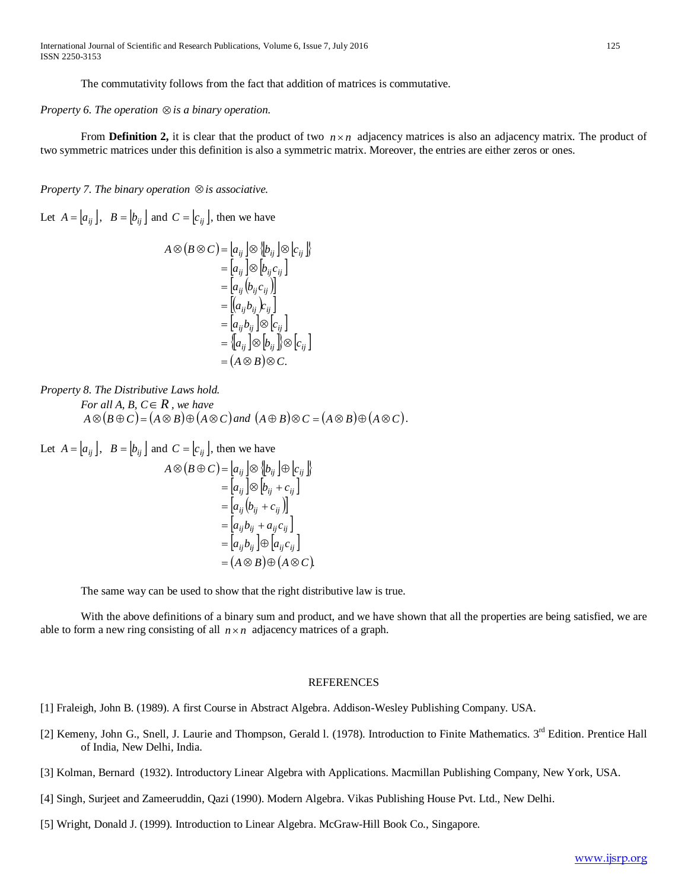The commutativity follows from the fact that addition of matrices is commutative.

*Property 6. The operation $\otimes$ is a binary operation.*

From **Definition 2,** it is clear that the product of two $n \times n$ adjacency matrices is also an adjacency matrix. The product of two symmetric matrices under this definition is also a symmetric matrix. Moreover, the entries are either zeros or ones.

*Property 7. The binary operation $\otimes$ is associative.*

Let $A = [a_{ij}]$, $B = [b_{ij}]$ and $C = [c_{ij}]$, then we have

$$
\begin{aligned}
A \otimes (B \otimes C) &= [a_{ij}] \otimes \{[b_{ij}] \otimes [c_{ij}]\} \\
&= [a_{ij}] \otimes [b_{ij} c_{ij}] \\
&= [a_{ij}(b_{ij} c_{ij})] \\
&= [(a_{ij} b_{ij}) c_{ij}] \\
&= [a_{ij} b_{ij}] \otimes [c_{ij}] \\
&= \{[a_{ij}] \otimes [b_{ij}]\} \otimes [c_{ij}] \\
&= (A \otimes B) \otimes C.
\end{aligned}
$$

*Property 8. The Distributive Laws hold.*

*For all A, B, C$\in R$, we have*
$A \otimes (B \oplus C) = (A \otimes B) \oplus (A \otimes C)$ *and* $(A \oplus B) \otimes C = (A \otimes B) \oplus (A \otimes C)$.

Let $A = [a_{ij}]$, $B = [b_{ij}]$ and $C = [c_{ij}]$, then we have

$$
\begin{aligned}
A \otimes (B \oplus C) &= [a_{ij}] \otimes \{[b_{ij}] \oplus [c_{ij}]\} \\
&= [a_{ij}] \otimes [b_{ij} + c_{ij}] \\
&= [a_{ij}(b_{ij} + c_{ij})] \\
&= [a_{ij} b_{ij} + a_{ij} c_{ij}] \\
&= [a_{ij} b_{ij}] \oplus [a_{ij} c_{ij}] \\
&= (A \otimes B) \oplus (A \otimes C).
\end{aligned}
$$

The same way can be used to show that the right distributive law is true.

With the above definitions of a binary sum and product, and we have shown that all the properties are being satisfied, we are able to form a new ring consisting of all $n \times n$ adjacency matrices of a graph.

## REFERENCES

[1] Fraleigh, John B. (1989). A first Course in Abstract Algebra. Addison-Wesley Publishing Company. USA.

[2] Kemeny, John G., Snell, J. Laurie and Thompson, Gerald l. (1978). Introduction to Finite Mathematics. 3rd Edition. Prentice Hall of India, New Delhi, India.

[3] Kolman, Bernard (1932). Introductory Linear Algebra with Applications. Macmillan Publishing Company, New York, USA.

[4] Singh, Surjeet and Zameeruddin, Qazi (1990). Modern Algebra. Vikas Publishing House Pvt. Ltd., New Delhi.

[5] Wright, Donald J. (1999). Introduction to Linear Algebra. McGraw-Hill Book Co., Singapore.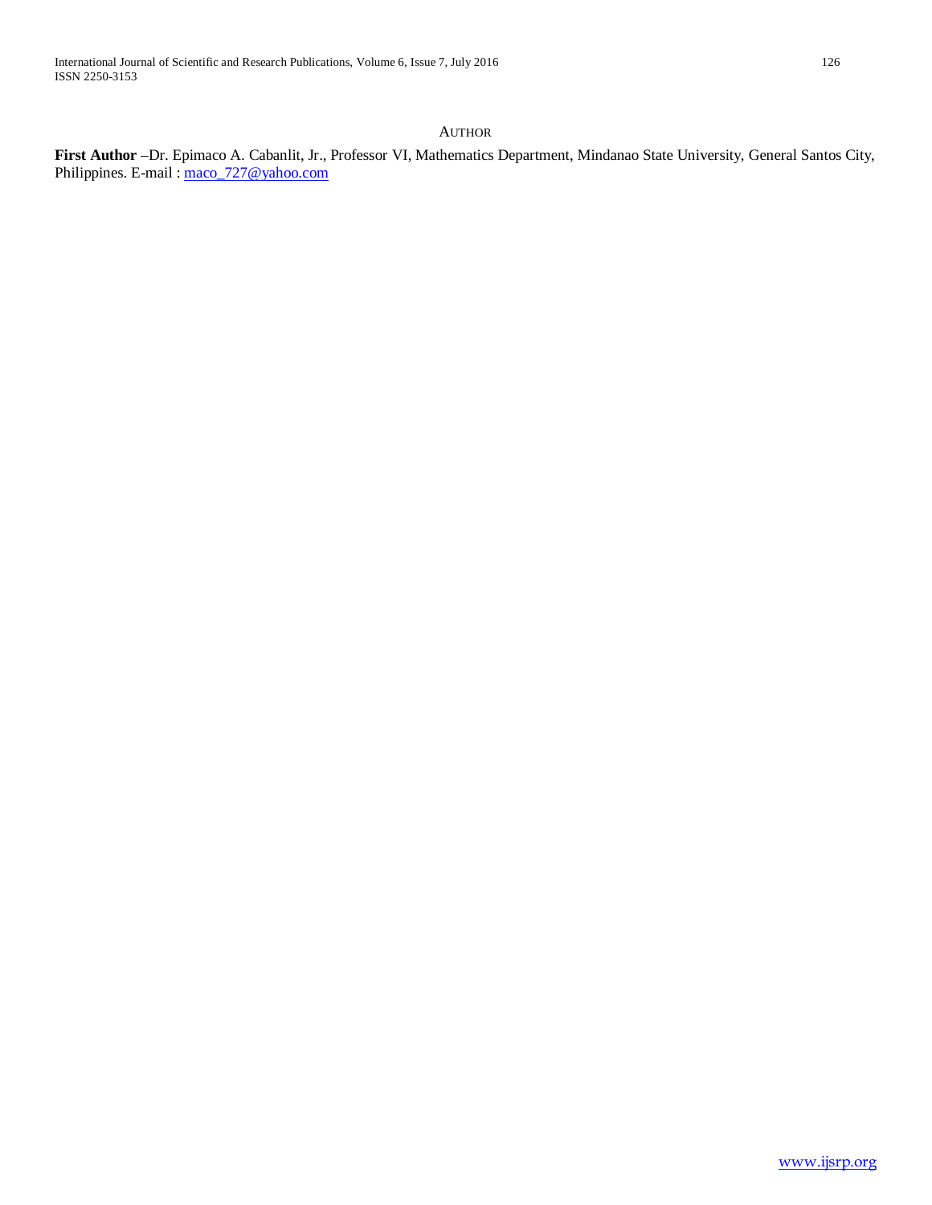## AUTHOR

**First Author** –Dr. Epimaco A. Cabanlit, Jr., Professor VI, Mathematics Department, Mindanao State University, General Santos City, Philippines. E-mail : maco_727@yahoo.com